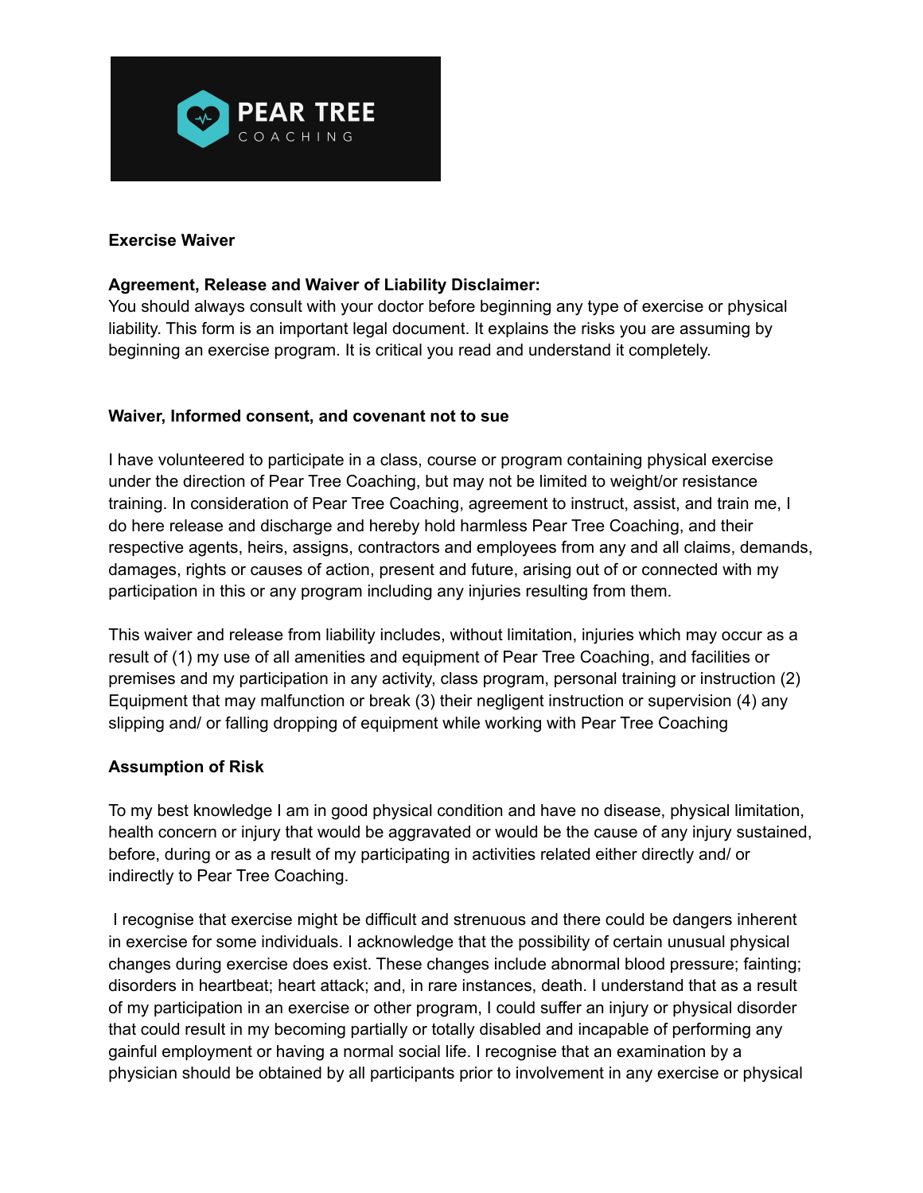PEAR TREE
COACHING

**Exercise Waiver**

**Agreement, Release and Waiver of Liability Disclaimer:**
You should always consult with your doctor before beginning any type of exercise or physical liability. This form is an important legal document. It explains the risks you are assuming by beginning an exercise program. It is critical you read and understand it completely.

**Waiver, Informed consent, and covenant not to sue**

I have volunteered to participate in a class, course or program containing physical exercise under the direction of Pear Tree Coaching, but may not be limited to weight/or resistance training. In consideration of Pear Tree Coaching, agreement to instruct, assist, and train me, I do here release and discharge and hereby hold harmless Pear Tree Coaching, and their respective agents, heirs, assigns, contractors and employees from any and all claims, demands, damages, rights or causes of action, present and future, arising out of or connected with my participation in this or any program including any injuries resulting from them.

This waiver and release from liability includes, without limitation, injuries which may occur as a result of (1) my use of all amenities and equipment of Pear Tree Coaching, and facilities or premises and my participation in any activity, class program, personal training or instruction (2) Equipment that may malfunction or break (3) their negligent instruction or supervision (4) any slipping and/ or falling dropping of equipment while working with Pear Tree Coaching

**Assumption of Risk**

To my best knowledge I am in good physical condition and have no disease, physical limitation, health concern or injury that would be aggravated or would be the cause of any injury sustained, before, during or as a result of my participating in activities related either directly and/ or indirectly to Pear Tree Coaching.

I recognise that exercise might be difficult and strenuous and there could be dangers inherent in exercise for some individuals. I acknowledge that the possibility of certain unusual physical changes during exercise does exist. These changes include abnormal blood pressure; fainting; disorders in heartbeat; heart attack; and, in rare instances, death. I understand that as a result of my participation in an exercise or other program, I could suffer an injury or physical disorder that could result in my becoming partially or totally disabled and incapable of performing any gainful employment or having a normal social life. I recognise that an examination by a physician should be obtained by all participants prior to involvement in any exercise or physical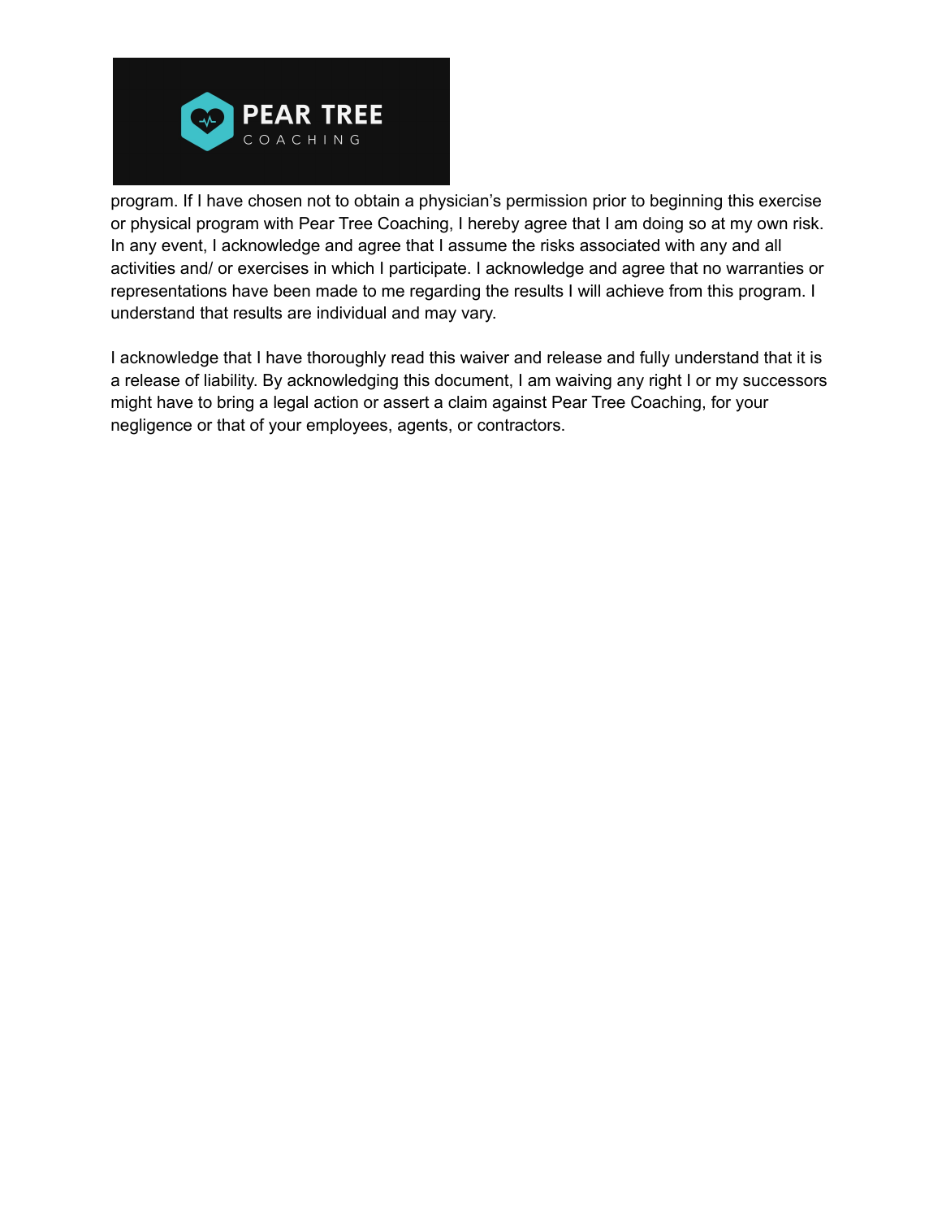program. If I have chosen not to obtain a physician's permission prior to beginning this exercise or physical program with Pear Tree Coaching, I hereby agree that I am doing so at my own risk. In any event, I acknowledge and agree that I assume the risks associated with any and all activities and/ or exercises in which I participate. I acknowledge and agree that no warranties or representations have been made to me regarding the results I will achieve from this program. I understand that results are individual and may vary.

I acknowledge that I have thoroughly read this waiver and release and fully understand that it is a release of liability. By acknowledging this document, I am waiving any right I or my successors might have to bring a legal action or assert a claim against Pear Tree Coaching, for your negligence or that of your employees, agents, or contractors.